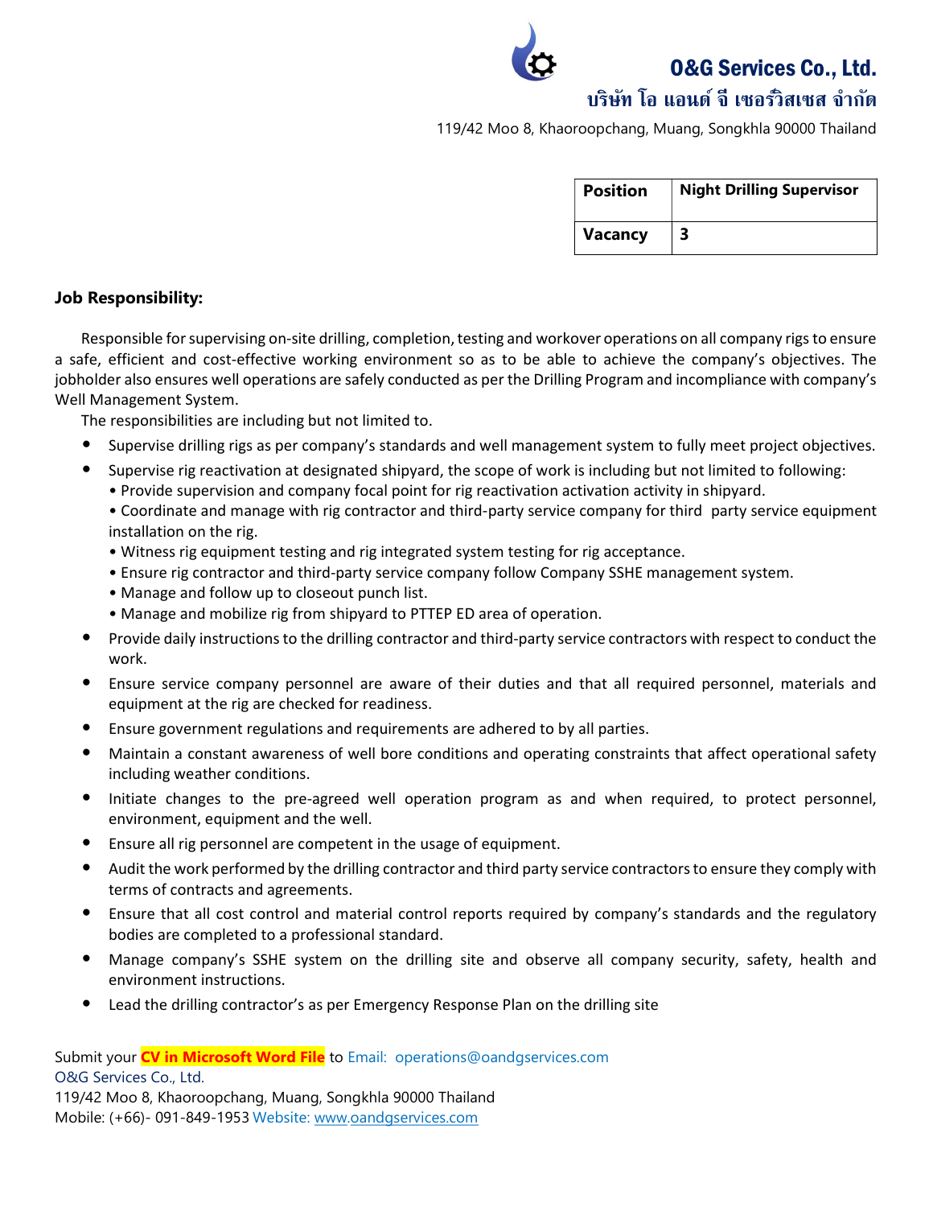**O&G Services Co., Ltd.**

**บริษัท โอ แอนด์ จี เซอร์วิสเซส จำกัด**

119/42 Moo 8, Khaoroopchang, Muang, Songkhla 90000 Thailand

| **Position** | **Night Drilling Supervisor** |
|---|---|
| **Vacancy** | **3** |

**Job Responsibility:**

Responsible for supervising on-site drilling, completion, testing and workover operations on all company rigs to ensure a safe, efficient and cost-effective working environment so as to be able to achieve the company's objectives. The jobholder also ensures well operations are safely conducted as per the Drilling Program and incompliance with company's Well Management System.

The responsibilities are including but not limited to.

- Supervise drilling rigs as per company's standards and well management system to fully meet project objectives.
- Supervise rig reactivation at designated shipyard, the scope of work is including but not limited to following:
  - Provide supervision and company focal point for rig reactivation activation activity in shipyard.
  - Coordinate and manage with rig contractor and third-party service company for third party service equipment installation on the rig.
  - Witness rig equipment testing and rig integrated system testing for rig acceptance.
  - Ensure rig contractor and third-party service company follow Company SSHE management system.
  - Manage and follow up to closeout punch list.
  - Manage and mobilize rig from shipyard to PTTEP ED area of operation.
- Provide daily instructions to the drilling contractor and third-party service contractors with respect to conduct the work.
- Ensure service company personnel are aware of their duties and that all required personnel, materials and equipment at the rig are checked for readiness.
- Ensure government regulations and requirements are adhered to by all parties.
- Maintain a constant awareness of well bore conditions and operating constraints that affect operational safety including weather conditions.
- Initiate changes to the pre-agreed well operation program as and when required, to protect personnel, environment, equipment and the well.
- Ensure all rig personnel are competent in the usage of equipment.
- Audit the work performed by the drilling contractor and third party service contractors to ensure they comply with terms of contracts and agreements.
- Ensure that all cost control and material control reports required by company's standards and the regulatory bodies are completed to a professional standard.
- Manage company's SSHE system on the drilling site and observe all company security, safety, health and environment instructions.
- Lead the drilling contractor's as per Emergency Response Plan on the drilling site

Submit your **CV in Microsoft Word File** to Email: operations@oandgservices.com
O&G Services Co., Ltd.
119/42 Moo 8, Khaoroopchang, Muang, Songkhla 90000 Thailand
Mobile: (+66)- 091-849-1953 Website: www.oandgservices.com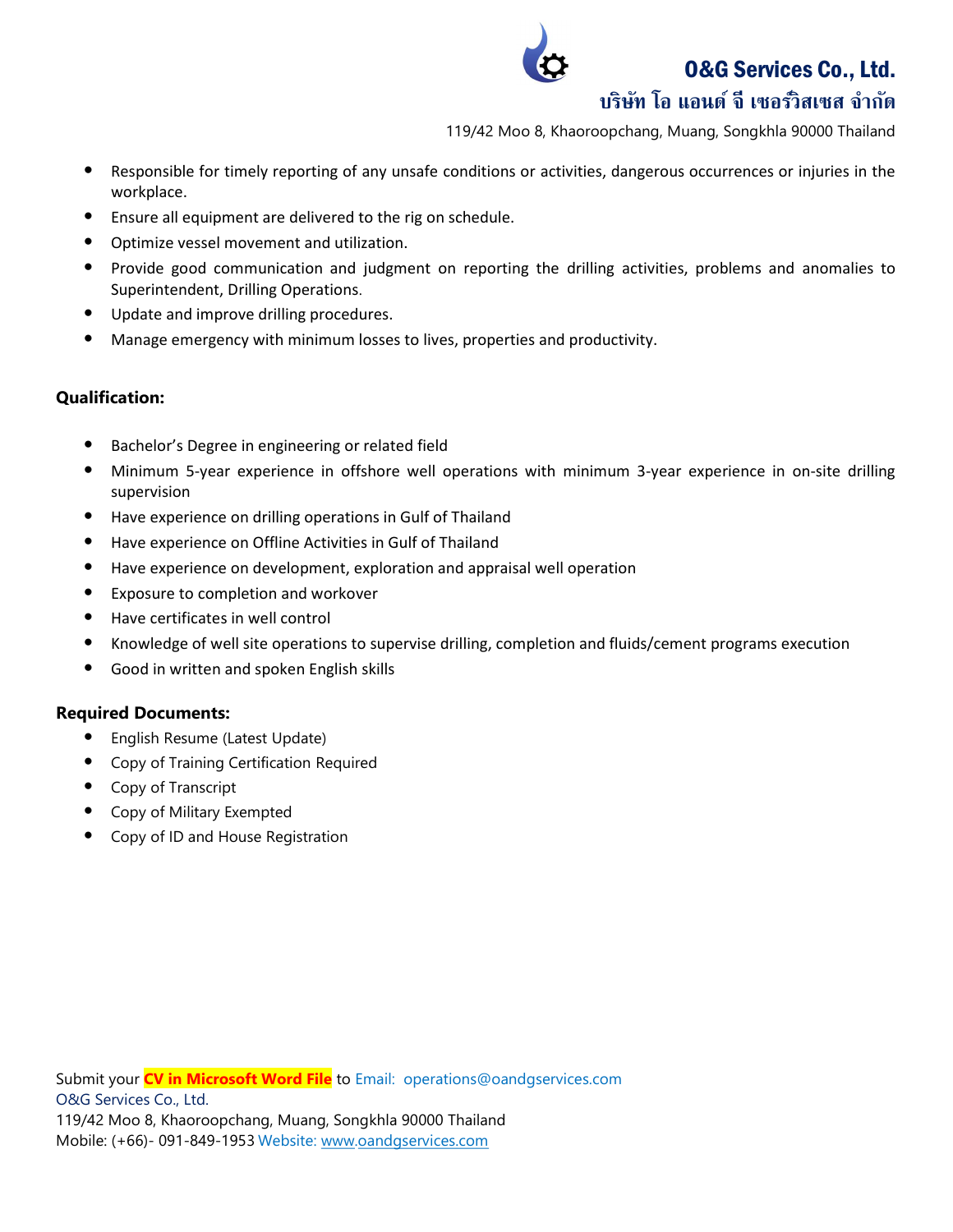- Responsible for timely reporting of any unsafe conditions or activities, dangerous occurrences or injuries in the workplace.
- Ensure all equipment are delivered to the rig on schedule.
- Optimize vessel movement and utilization.
- Provide good communication and judgment on reporting the drilling activities, problems and anomalies to Superintendent, Drilling Operations.
- Update and improve drilling procedures.
- Manage emergency with minimum losses to lives, properties and productivity.

**Qualification:**

- Bachelor's Degree in engineering or related field
- Minimum 5-year experience in offshore well operations with minimum 3-year experience in on-site drilling supervision
- Have experience on drilling operations in Gulf of Thailand
- Have experience on Offline Activities in Gulf of Thailand
- Have experience on development, exploration and appraisal well operation
- Exposure to completion and workover
- Have certificates in well control
- Knowledge of well site operations to supervise drilling, completion and fluids/cement programs execution
- Good in written and spoken English skills

**Required Documents:**

- English Resume (Latest Update)
- Copy of Training Certification Required
- Copy of Transcript
- Copy of Military Exempted
- Copy of ID and House Registration

Submit your **CV in Microsoft Word File** to Email: operations@oandgservices.com
O&G Services Co., Ltd.
119/42 Moo 8, Khaoroopchang, Muang, Songkhla 90000 Thailand
Mobile: (+66)- 091-849-1953 Website: www.oandgservices.com